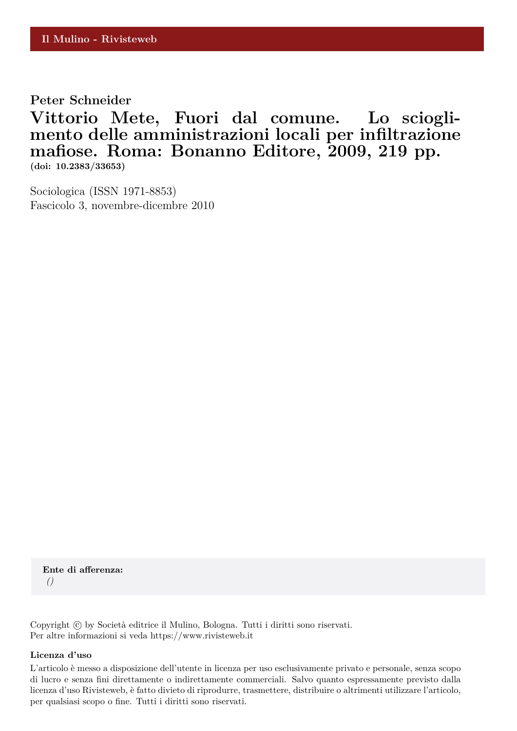Il Mulino - Rivisteweb

**Peter Schneider**

# Vittorio Mete, Fuori dal comune. Lo scioglimento delle amministrazioni locali per infiltrazione mafiose. Roma: Bonanno Editore, 2009, 219 pp.

**(doi: 10.2383/33653)**

Sociologica (ISSN 1971-8853)
Fascicolo 3, novembre-dicembre 2010

**Ente di afferenza:**
*()*

Copyright © by Società editrice il Mulino, Bologna. Tutti i diritti sono riservati.
Per altre informazioni si veda https://www.rivisteweb.it

**Licenza d'uso**

L'articolo è messo a disposizione dell'utente in licenza per uso esclusivamente privato e personale, senza scopo di lucro e senza fini direttamente o indirettamente commerciali. Salvo quanto espressamente previsto dalla licenza d'uso Rivisteweb, è fatto divieto di riprodurre, trasmettere, distribuire o altrimenti utilizzare l'articolo, per qualsiasi scopo o fine. Tutti i diritti sono riservati.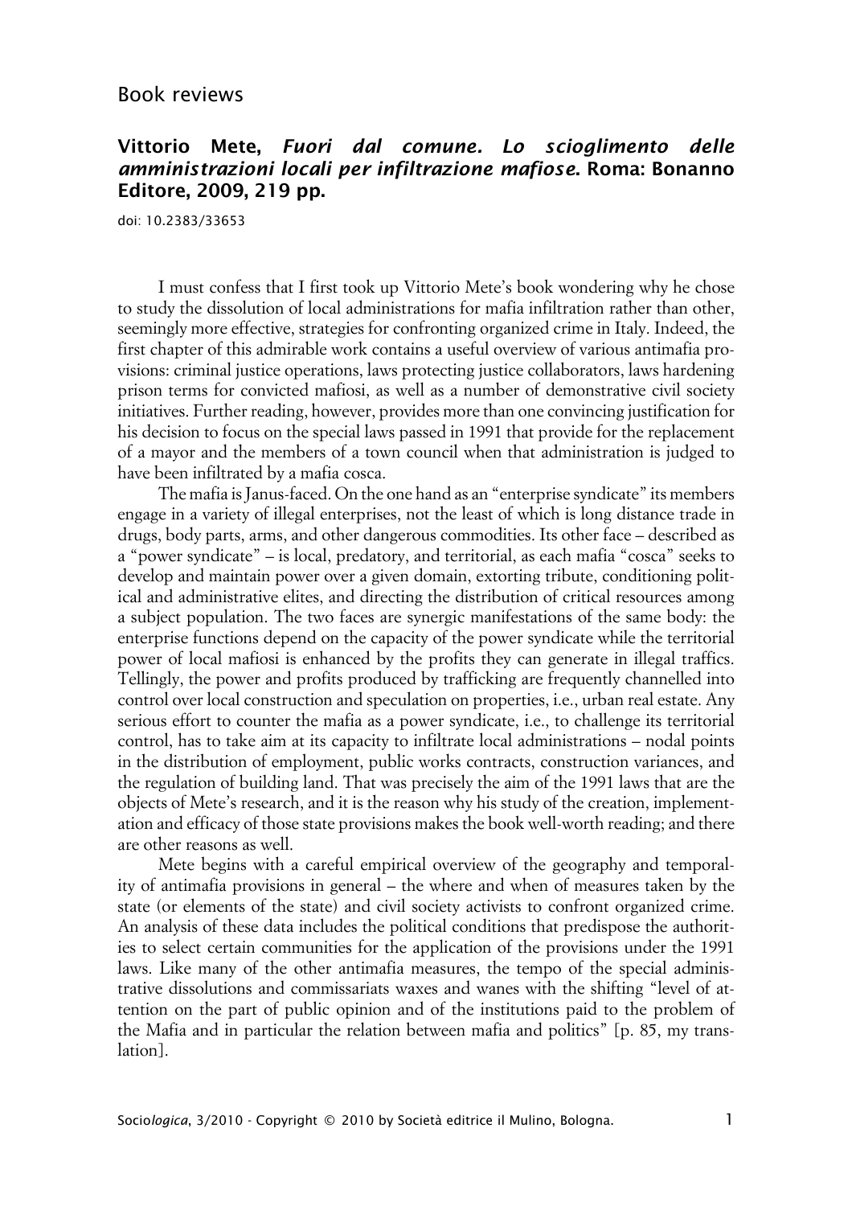# Book reviews

## Vittorio Mete, *Fuori dal comune. Lo scioglimento delle amministrazioni locali per infiltrazione mafiose*. Roma: Bonanno Editore, 2009, 219 pp.

doi: 10.2383/33653

I must confess that I first took up Vittorio Mete's book wondering why he chose to study the dissolution of local administrations for mafia infiltration rather than other, seemingly more effective, strategies for confronting organized crime in Italy. Indeed, the first chapter of this admirable work contains a useful overview of various antimafia provisions: criminal justice operations, laws protecting justice collaborators, laws hardening prison terms for convicted mafiosi, as well as a number of demonstrative civil society initiatives. Further reading, however, provides more than one convincing justification for his decision to focus on the special laws passed in 1991 that provide for the replacement of a mayor and the members of a town council when that administration is judged to have been infiltrated by a mafia cosca.

The mafia is Janus-faced. On the one hand as an "enterprise syndicate" its members engage in a variety of illegal enterprises, not the least of which is long distance trade in drugs, body parts, arms, and other dangerous commodities. Its other face – described as a "power syndicate" – is local, predatory, and territorial, as each mafia "cosca" seeks to develop and maintain power over a given domain, extorting tribute, conditioning political and administrative elites, and directing the distribution of critical resources among a subject population. The two faces are synergic manifestations of the same body: the enterprise functions depend on the capacity of the power syndicate while the territorial power of local mafiosi is enhanced by the profits they can generate in illegal traffics. Tellingly, the power and profits produced by trafficking are frequently channelled into control over local construction and speculation on properties, i.e., urban real estate. Any serious effort to counter the mafia as a power syndicate, i.e., to challenge its territorial control, has to take aim at its capacity to infiltrate local administrations – nodal points in the distribution of employment, public works contracts, construction variances, and the regulation of building land. That was precisely the aim of the 1991 laws that are the objects of Mete's research, and it is the reason why his study of the creation, implementation and efficacy of those state provisions makes the book well-worth reading; and there are other reasons as well.

Mete begins with a careful empirical overview of the geography and temporality of antimafia provisions in general – the where and when of measures taken by the state (or elements of the state) and civil society activists to confront organized crime. An analysis of these data includes the political conditions that predispose the authorities to select certain communities for the application of the provisions under the 1991 laws. Like many of the other antimafia measures, the tempo of the special administrative dissolutions and commissariats waxes and wanes with the shifting "level of attention on the part of public opinion and of the institutions paid to the problem of the Mafia and in particular the relation between mafia and politics" [p. 85, my translation].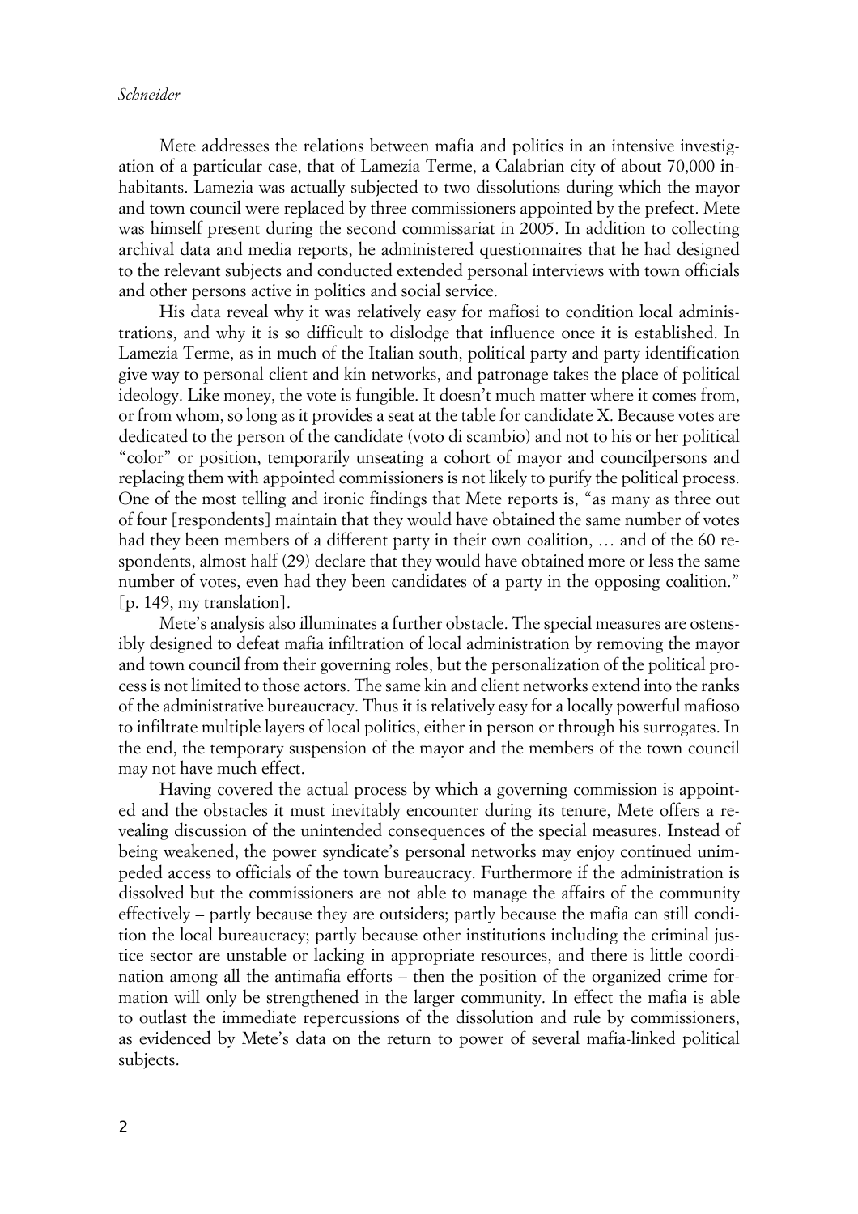Mete addresses the relations between mafia and politics in an intensive investigation of a particular case, that of Lamezia Terme, a Calabrian city of about 70,000 inhabitants. Lamezia was actually subjected to two dissolutions during which the mayor and town council were replaced by three commissioners appointed by the prefect. Mete was himself present during the second commissariat in 2005. In addition to collecting archival data and media reports, he administered questionnaires that he had designed to the relevant subjects and conducted extended personal interviews with town officials and other persons active in politics and social service.

His data reveal why it was relatively easy for mafiosi to condition local administrations, and why it is so difficult to dislodge that influence once it is established. In Lamezia Terme, as in much of the Italian south, political party and party identification give way to personal client and kin networks, and patronage takes the place of political ideology. Like money, the vote is fungible. It doesn't much matter where it comes from, or from whom, so long as it provides a seat at the table for candidate X. Because votes are dedicated to the person of the candidate (voto di scambio) and not to his or her political "color" or position, temporarily unseating a cohort of mayor and councilpersons and replacing them with appointed commissioners is not likely to purify the political process. One of the most telling and ironic findings that Mete reports is, "as many as three out of four [respondents] maintain that they would have obtained the same number of votes had they been members of a different party in their own coalition, … and of the 60 respondents, almost half (29) declare that they would have obtained more or less the same number of votes, even had they been candidates of a party in the opposing coalition." [p. 149, my translation].

Mete's analysis also illuminates a further obstacle. The special measures are ostensibly designed to defeat mafia infiltration of local administration by removing the mayor and town council from their governing roles, but the personalization of the political process is not limited to those actors. The same kin and client networks extend into the ranks of the administrative bureaucracy. Thus it is relatively easy for a locally powerful mafioso to infiltrate multiple layers of local politics, either in person or through his surrogates. In the end, the temporary suspension of the mayor and the members of the town council may not have much effect.

Having covered the actual process by which a governing commission is appointed and the obstacles it must inevitably encounter during its tenure, Mete offers a revealing discussion of the unintended consequences of the special measures. Instead of being weakened, the power syndicate's personal networks may enjoy continued unimpeded access to officials of the town bureaucracy. Furthermore if the administration is dissolved but the commissioners are not able to manage the affairs of the community effectively – partly because they are outsiders; partly because the mafia can still condition the local bureaucracy; partly because other institutions including the criminal justice sector are unstable or lacking in appropriate resources, and there is little coordination among all the antimafia efforts – then the position of the organized crime formation will only be strengthened in the larger community. In effect the mafia is able to outlast the immediate repercussions of the dissolution and rule by commissioners, as evidenced by Mete's data on the return to power of several mafia-linked political subjects.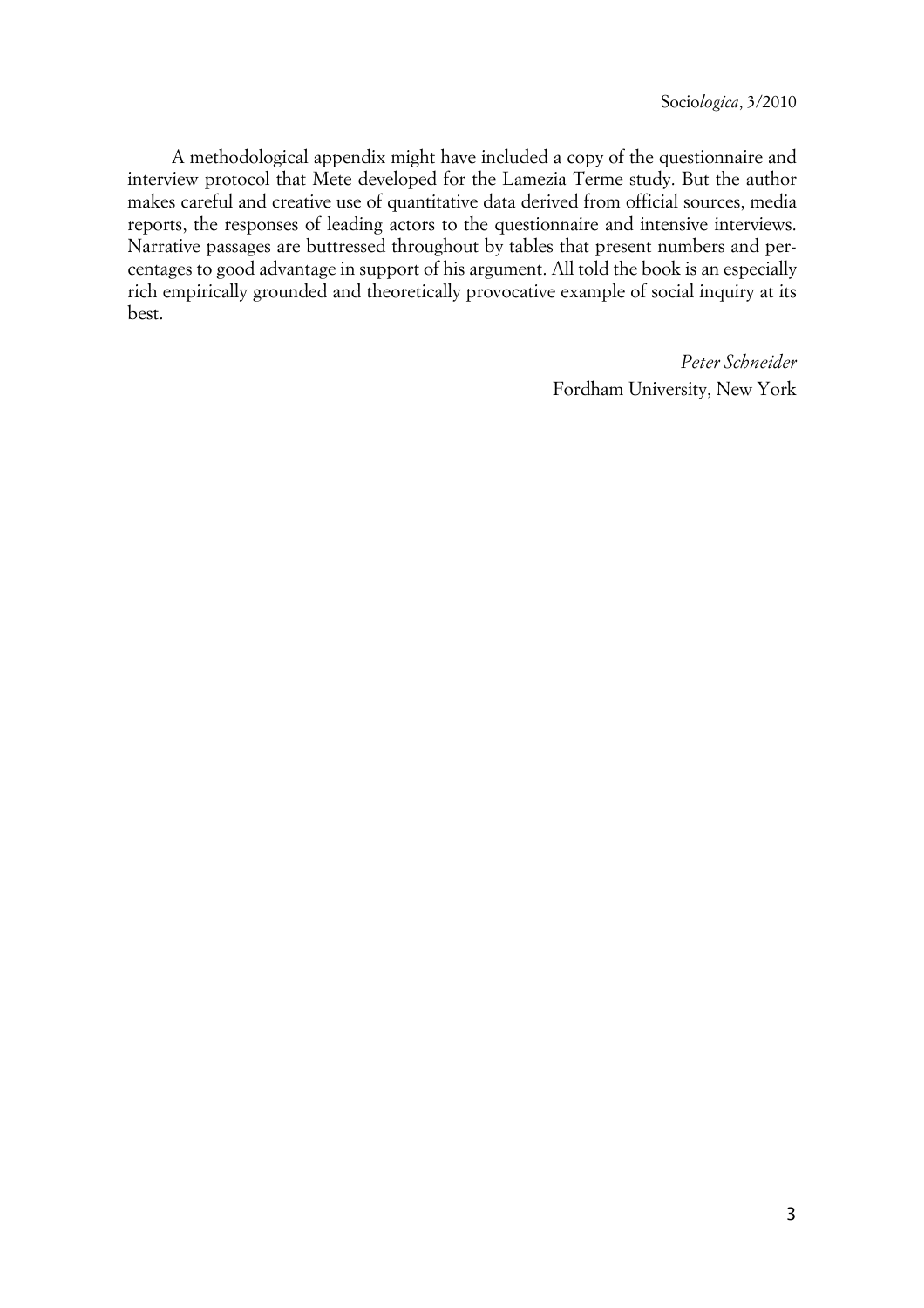A methodological appendix might have included a copy of the questionnaire and interview protocol that Mete developed for the Lamezia Terme study. But the author makes careful and creative use of quantitative data derived from official sources, media reports, the responses of leading actors to the questionnaire and intensive interviews. Narrative passages are buttressed throughout by tables that present numbers and percentages to good advantage in support of his argument. All told the book is an especially rich empirically grounded and theoretically provocative example of social inquiry at its best.

*Peter Schneider*
Fordham University, New York